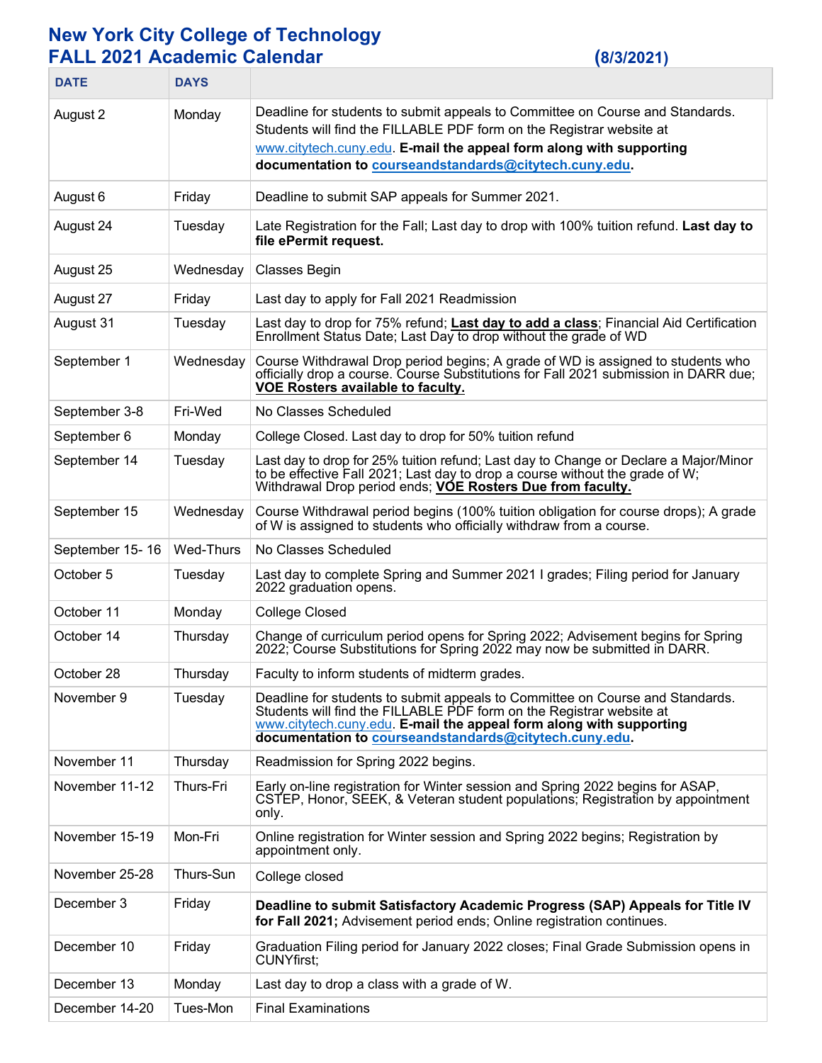# New York City College of Technology
## FALL 2021 Academic Calendar (8/3/2021)

| DATE | DAYS | |
|---|---|---|
| August 2 | Monday | Deadline for students to submit appeals to Committee on Course and Standards. Students will find the FILLABLE PDF form on the Registrar website at www.citytech.cuny.edu. **E-mail the appeal form along with supporting documentation to courseandstandards@citytech.cuny.edu.** |
| August 6 | Friday | Deadline to submit SAP appeals for Summer 2021. |
| August 24 | Tuesday | Late Registration for the Fall; Last day to drop with 100% tuition refund. **Last day to file ePermit request.** |
| August 25 | Wednesday | Classes Begin |
| August 27 | Friday | Last day to apply for Fall 2021 Readmission |
| August 31 | Tuesday | Last day to drop for 75% refund; **Last day to add a class**; Financial Aid Certification Enrollment Status Date; Last Day to drop without the grade of WD |
| September 1 | Wednesday | Course Withdrawal Drop period begins; A grade of WD is assigned to students who officially drop a course. Course Substitutions for Fall 2021 submission in DARR due; **VOE Rosters available to faculty.** |
| September 3-8 | Fri-Wed | No Classes Scheduled |
| September 6 | Monday | College Closed. Last day to drop for 50% tuition refund |
| September 14 | Tuesday | Last day to drop for 25% tuition refund; Last day to Change or Declare a Major/Minor to be effective Fall 2021; Last day to drop a course without the grade of W; Withdrawal Drop period ends; **VOE Rosters Due from faculty.** |
| September 15 | Wednesday | Course Withdrawal period begins (100% tuition obligation for course drops); A grade of W is assigned to students who officially withdraw from a course. |
| September 15- 16 | Wed-Thurs | No Classes Scheduled |
| October 5 | Tuesday | Last day to complete Spring and Summer 2021 I grades; Filing period for January 2022 graduation opens. |
| October 11 | Monday | College Closed |
| October 14 | Thursday | Change of curriculum period opens for Spring 2022; Advisement begins for Spring 2022; Course Substitutions for Spring 2022 may now be submitted in DARR. |
| October 28 | Thursday | Faculty to inform students of midterm grades. |
| November 9 | Tuesday | Deadline for students to submit appeals to Committee on Course and Standards. Students will find the FILLABLE PDF form on the Registrar website at www.citytech.cuny.edu. **E-mail the appeal form along with supporting documentation to courseandstandards@citytech.cuny.edu.** |
| November 11 | Thursday | Readmission for Spring 2022 begins. |
| November 11-12 | Thurs-Fri | Early on-line registration for Winter session and Spring 2022 begins for ASAP, CSTEP, Honor, SEEK, & Veteran student populations; Registration by appointment only. |
| November 15-19 | Mon-Fri | Online registration for Winter session and Spring 2022 begins; Registration by appointment only. |
| November 25-28 | Thurs-Sun | College closed |
| December 3 | Friday | **Deadline to submit Satisfactory Academic Progress (SAP) Appeals for Title IV for Fall 2021;** Advisement period ends; Online registration continues. |
| December 10 | Friday | Graduation Filing period for January 2022 closes; Final Grade Submission opens in CUNYfirst; |
| December 13 | Monday | Last day to drop a class with a grade of W. |
| December 14-20 | Tues-Mon | Final Examinations |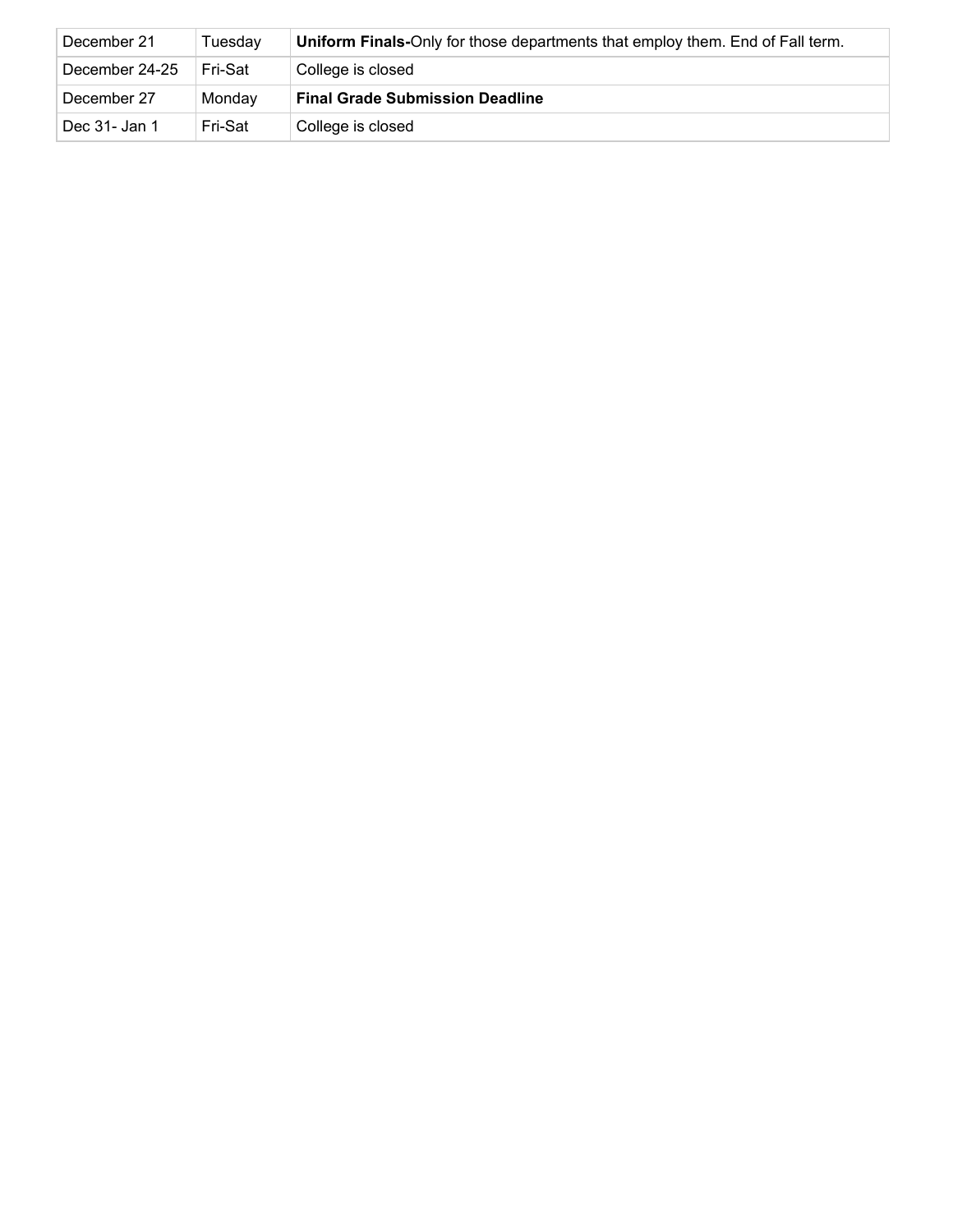| | | |
|---|---|---|
| December 21 | Tuesday | **Uniform Finals-**Only for those departments that employ them. End of Fall term. |
| December 24-25 | Fri-Sat | College is closed |
| December 27 | Monday | **Final Grade Submission Deadline** |
| Dec 31- Jan 1 | Fri-Sat | College is closed |